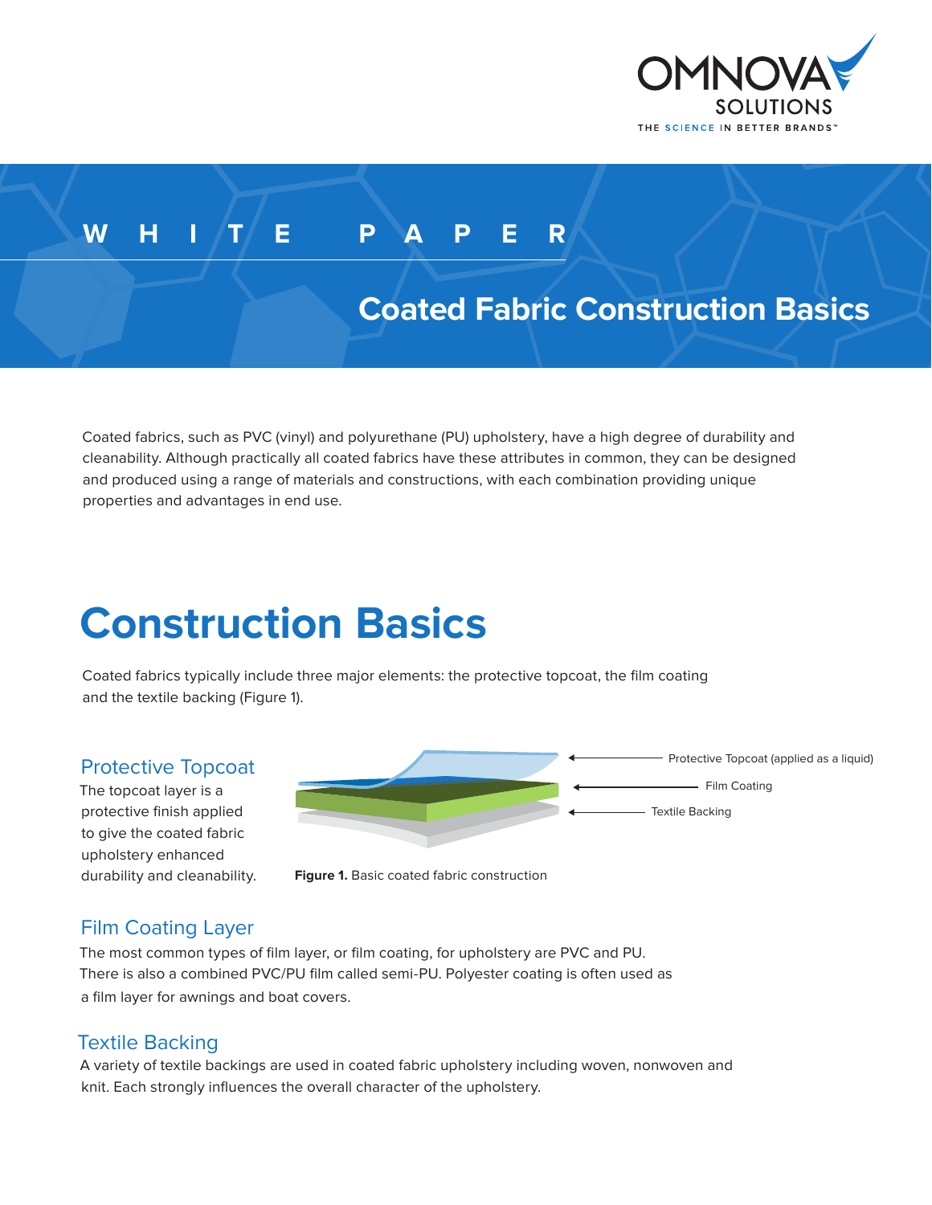WHITE PAPER

# Coated Fabric Construction Basics

Coated fabrics, such as PVC (vinyl) and polyurethane (PU) upholstery, have a high degree of durability and cleanability. Although practically all coated fabrics have these attributes in common, they can be designed and produced using a range of materials and constructions, with each combination providing unique properties and advantages in end use.

## Construction Basics

Coated fabrics typically include three major elements: the protective topcoat, the film coating and the textile backing (Figure 1).

### Protective Topcoat

The topcoat layer is a protective finish applied to give the coated fabric upholstery enhanced durability and cleanability.

Protective Topcoat (applied as a liquid)

Film Coating

Textile Backing

**Figure 1.** Basic coated fabric construction

### Film Coating Layer

The most common types of film layer, or film coating, for upholstery are PVC and PU. There is also a combined PVC/PU film called semi-PU. Polyester coating is often used as a film layer for awnings and boat covers.

### Textile Backing

A variety of textile backings are used in coated fabric upholstery including woven, nonwoven and knit. Each strongly influences the overall character of the upholstery.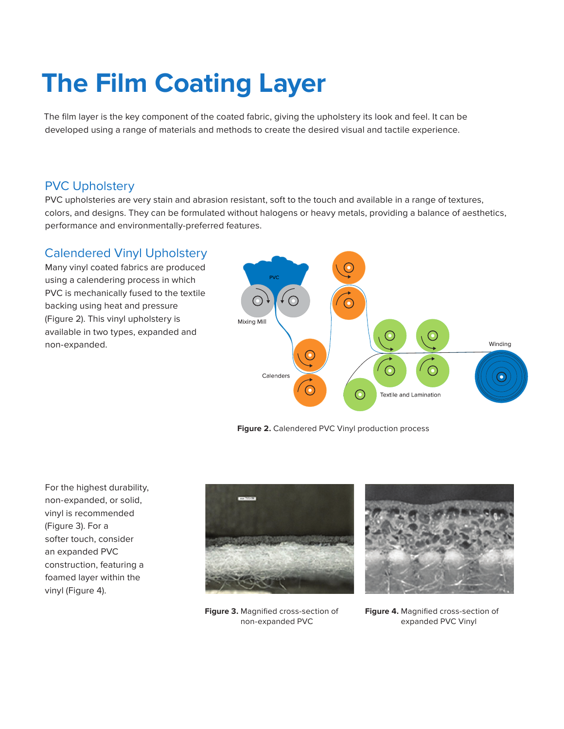# The Film Coating Layer

The film layer is the key component of the coated fabric, giving the upholstery its look and feel. It can be developed using a range of materials and methods to create the desired visual and tactile experience.

## PVC Upholstery

PVC upholsteries are very stain and abrasion resistant, soft to the touch and available in a range of textures, colors, and designs. They can be formulated without halogens or heavy metals, providing a balance of aesthetics, performance and environmentally-preferred features.

## Calendered Vinyl Upholstery

Many vinyl coated fabrics are produced using a calendering process in which PVC is mechanically fused to the textile backing using heat and pressure (Figure 2). This vinyl upholstery is available in two types, expanded and non-expanded.

**Figure 2.** Calendered PVC Vinyl production process

For the highest durability, non-expanded, or solid, vinyl is recommended (Figure 3). For a softer touch, consider an expanded PVC construction, featuring a foamed layer within the vinyl (Figure 4).

**Figure 3.** Magnified cross-section of non-expanded PVC

**Figure 4.** Magnified cross-section of expanded PVC Vinyl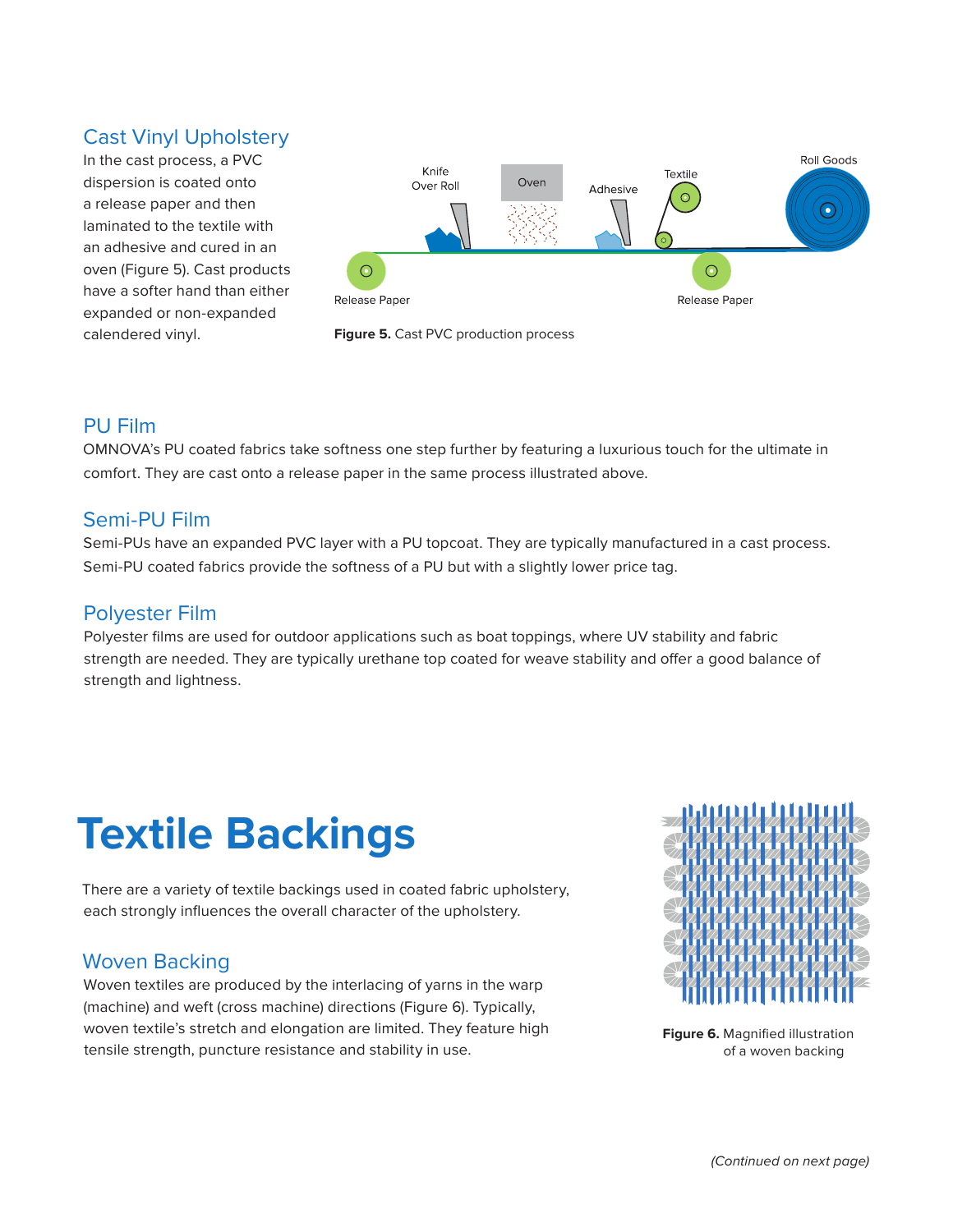## Cast Vinyl Upholstery

In the cast process, a PVC dispersion is coated onto a release paper and then laminated to the textile with an adhesive and cured in an oven (Figure 5). Cast products have a softer hand than either expanded or non-expanded calendered vinyl.

**Figure 5.** Cast PVC production process

## PU Film

OMNOVA's PU coated fabrics take softness one step further by featuring a luxurious touch for the ultimate in comfort. They are cast onto a release paper in the same process illustrated above.

## Semi-PU Film

Semi-PUs have an expanded PVC layer with a PU topcoat. They are typically manufactured in a cast process. Semi-PU coated fabrics provide the softness of a PU but with a slightly lower price tag.

## Polyester Film

Polyester films are used for outdoor applications such as boat toppings, where UV stability and fabric strength are needed. They are typically urethane top coated for weave stability and offer a good balance of strength and lightness.

# Textile Backings

There are a variety of textile backings used in coated fabric upholstery, each strongly influences the overall character of the upholstery.

## Woven Backing

Woven textiles are produced by the interlacing of yarns in the warp (machine) and weft (cross machine) directions (Figure 6). Typically, woven textile's stretch and elongation are limited. They feature high tensile strength, puncture resistance and stability in use.

**Figure 6.** Magnified illustration of a woven backing

*(Continued on next page)*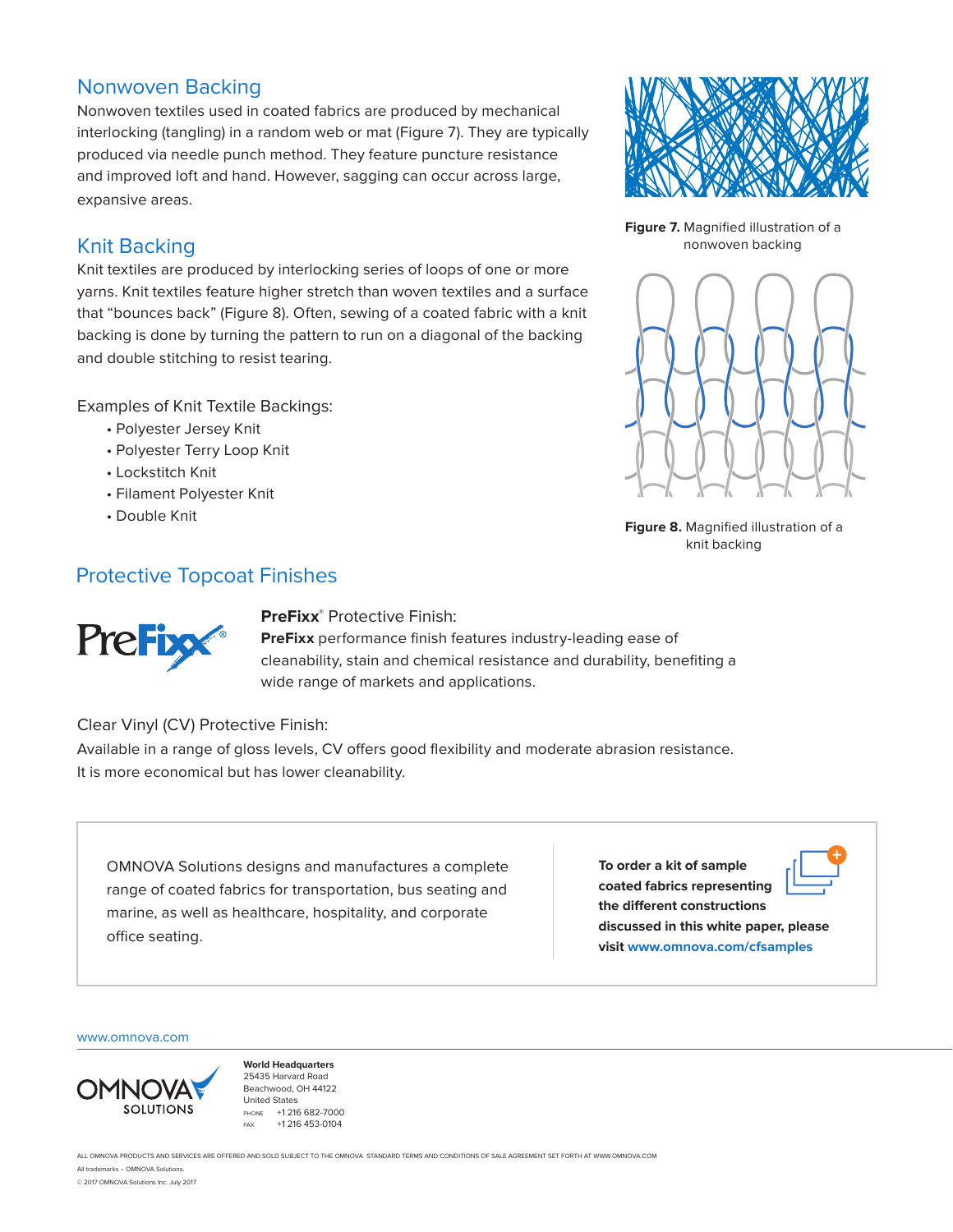## Nonwoven Backing

Nonwoven textiles used in coated fabrics are produced by mechanical interlocking (tangling) in a random web or mat (Figure 7). They are typically produced via needle punch method. They feature puncture resistance and improved loft and hand. However, sagging can occur across large, expansive areas.

**Figure 7.** Magnified illustration of a nonwoven backing

## Knit Backing

Knit textiles are produced by interlocking series of loops of one or more yarns. Knit textiles feature higher stretch than woven textiles and a surface that "bounces back" (Figure 8). Often, sewing of a coated fabric with a knit backing is done by turning the pattern to run on a diagonal of the backing and double stitching to resist tearing.

Examples of Knit Textile Backings:

- Polyester Jersey Knit
- Polyester Terry Loop Knit
- Lockstitch Knit
- Filament Polyester Knit
- Double Knit

**Figure 8.** Magnified illustration of a knit backing

## Protective Topcoat Finishes

**PreFixx**® Protective Finish:
**PreFixx** performance finish features industry-leading ease of cleanability, stain and chemical resistance and durability, benefiting a wide range of markets and applications.

Clear Vinyl (CV) Protective Finish:
Available in a range of gloss levels, CV offers good flexibility and moderate abrasion resistance. It is more economical but has lower cleanability.

OMNOVA Solutions designs and manufactures a complete range of coated fabrics for transportation, bus seating and marine, as well as healthcare, hospitality, and corporate office seating.

**To order a kit of sample coated fabrics representing the different constructions discussed in this white paper, please visit www.omnova.com/cfsamples**

www.omnova.com

**World Headquarters**
25435 Harvard Road
Beachwood, OH 44122
United States
PHONE +1 216 682-7000
FAX +1 216 453-0104

ALL OMNOVA PRODUCTS AND SERVICES ARE OFFERED AND SOLD SUBJECT TO THE OMNOVA STANDARD TERMS AND CONDITIONS OF SALE AGREEMENT SET FORTH AT WWW.OMNOVA.COM

All trademarks – OMNOVA Solutions.

© 2017 OMNOVA Solutions Inc. July 2017